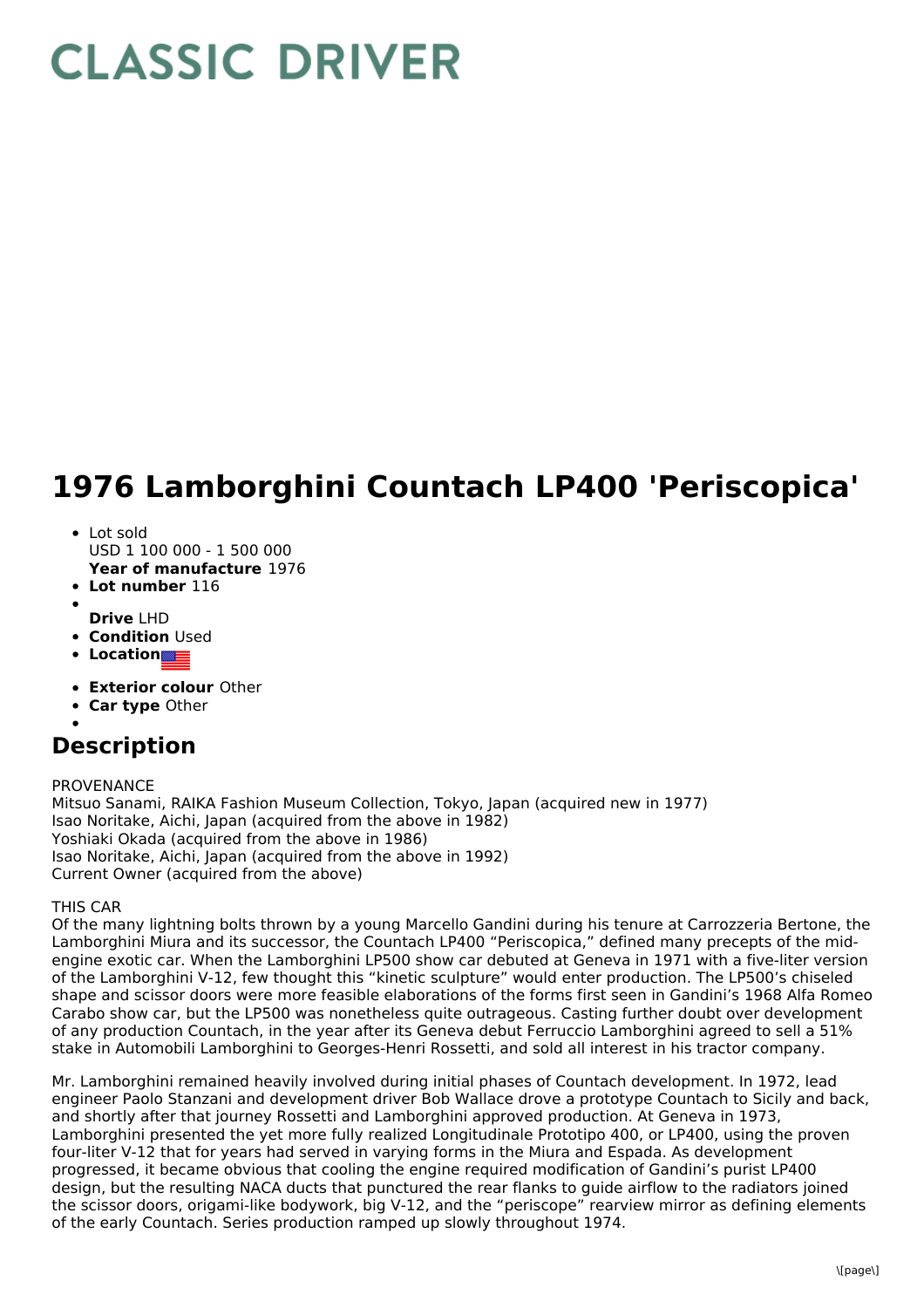# CLASSIC DRIVER

# 1976 Lamborghini Countach LP400 'Periscopica'

- Lot sold
  USD 1 100 000 - 1 500 000
  **Year of manufacture** 1976
- **Lot number** 116
-
  **Drive** LHD
- **Condition** Used
- **Location**
- **Exterior colour** Other
- **Car type** Other
-

## Description

PROVENANCE
Mitsuo Sanami, RAIKA Fashion Museum Collection, Tokyo, Japan (acquired new in 1977)
Isao Noritake, Aichi, Japan (acquired from the above in 1982)
Yoshiaki Okada (acquired from the above in 1986)
Isao Noritake, Aichi, Japan (acquired from the above in 1992)
Current Owner (acquired from the above)

THIS CAR
Of the many lightning bolts thrown by a young Marcello Gandini during his tenure at Carrozzeria Bertone, the Lamborghini Miura and its successor, the Countach LP400 "Periscopica," defined many precepts of the mid-engine exotic car. When the Lamborghini LP500 show car debuted at Geneva in 1971 with a five-liter version of the Lamborghini V-12, few thought this "kinetic sculpture" would enter production. The LP500's chiseled shape and scissor doors were more feasible elaborations of the forms first seen in Gandini's 1968 Alfa Romeo Carabo show car, but the LP500 was nonetheless quite outrageous. Casting further doubt over development of any production Countach, in the year after its Geneva debut Ferruccio Lamborghini agreed to sell a 51% stake in Automobili Lamborghini to Georges-Henri Rossetti, and sold all interest in his tractor company.

Mr. Lamborghini remained heavily involved during initial phases of Countach development. In 1972, lead engineer Paolo Stanzani and development driver Bob Wallace drove a prototype Countach to Sicily and back, and shortly after that journey Rossetti and Lamborghini approved production. At Geneva in 1973, Lamborghini presented the yet more fully realized Longitudinale Prototipo 400, or LP400, using the proven four-liter V-12 that for years had served in varying forms in the Miura and Espada. As development progressed, it became obvious that cooling the engine required modification of Gandini's purist LP400 design, but the resulting NACA ducts that punctured the rear flanks to guide airflow to the radiators joined the scissor doors, origami-like bodywork, big V-12, and the "periscope" rearview mirror as defining elements of the early Countach. Series production ramped up slowly throughout 1974.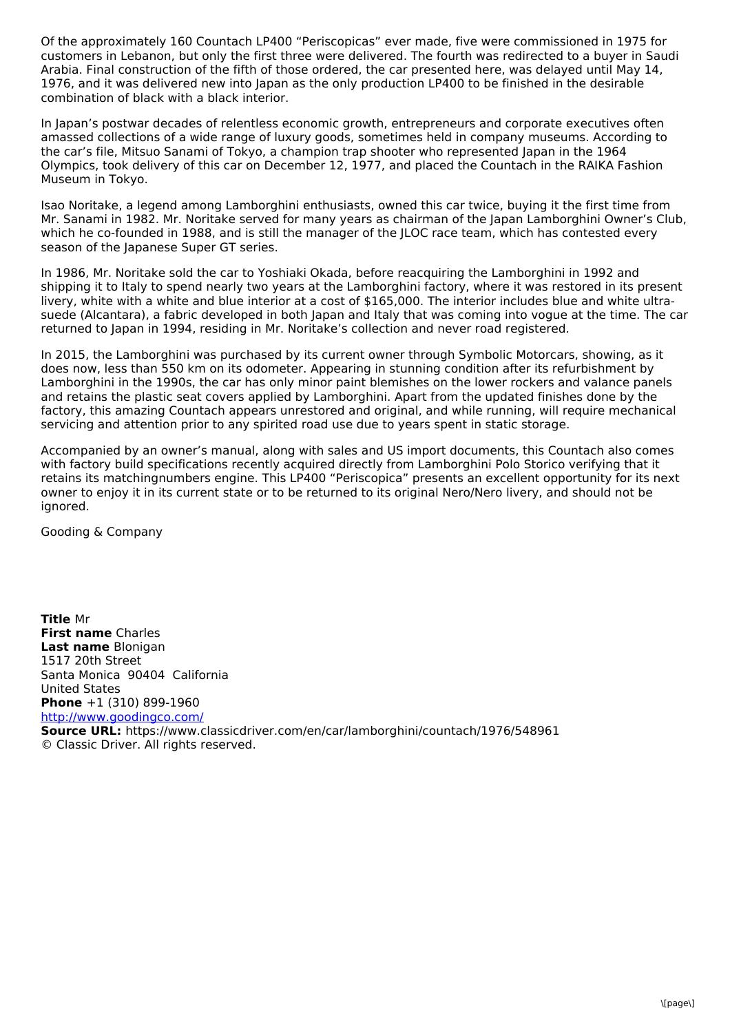Of the approximately 160 Countach LP400 “Periscopicas” ever made, five were commissioned in 1975 for customers in Lebanon, but only the first three were delivered. The fourth was redirected to a buyer in Saudi Arabia. Final construction of the fifth of those ordered, the car presented here, was delayed until May 14, 1976, and it was delivered new into Japan as the only production LP400 to be finished in the desirable combination of black with a black interior.

In Japan’s postwar decades of relentless economic growth, entrepreneurs and corporate executives often amassed collections of a wide range of luxury goods, sometimes held in company museums. According to the car’s file, Mitsuo Sanami of Tokyo, a champion trap shooter who represented Japan in the 1964 Olympics, took delivery of this car on December 12, 1977, and placed the Countach in the RAIKA Fashion Museum in Tokyo.

Isao Noritake, a legend among Lamborghini enthusiasts, owned this car twice, buying it the first time from Mr. Sanami in 1982. Mr. Noritake served for many years as chairman of the Japan Lamborghini Owner’s Club, which he co-founded in 1988, and is still the manager of the JLOC race team, which has contested every season of the Japanese Super GT series.

In 1986, Mr. Noritake sold the car to Yoshiaki Okada, before reacquiring the Lamborghini in 1992 and shipping it to Italy to spend nearly two years at the Lamborghini factory, where it was restored in its present livery, white with a white and blue interior at a cost of $165,000. The interior includes blue and white ultra-suede (Alcantara), a fabric developed in both Japan and Italy that was coming into vogue at the time. The car returned to Japan in 1994, residing in Mr. Noritake’s collection and never road registered.

In 2015, the Lamborghini was purchased by its current owner through Symbolic Motorcars, showing, as it does now, less than 550 km on its odometer. Appearing in stunning condition after its refurbishment by Lamborghini in the 1990s, the car has only minor paint blemishes on the lower rockers and valance panels and retains the plastic seat covers applied by Lamborghini. Apart from the updated finishes done by the factory, this amazing Countach appears unrestored and original, and while running, will require mechanical servicing and attention prior to any spirited road use due to years spent in static storage.

Accompanied by an owner’s manual, along with sales and US import documents, this Countach also comes with factory build specifications recently acquired directly from Lamborghini Polo Storico verifying that it retains its matchingnumbers engine. This LP400 “Periscopica” presents an excellent opportunity for its next owner to enjoy it in its current state or to be returned to its original Nero/Nero livery, and should not be ignored.

Gooding & Company

**Title** Mr
**First name** Charles
**Last name** Blonigan
1517 20th Street
Santa Monica 90404 California
United States
**Phone** +1 (310) 899-1960
http://www.goodingco.com/
**Source URL:** https://www.classicdriver.com/en/car/lamborghini/countach/1976/548961
© Classic Driver. All rights reserved.